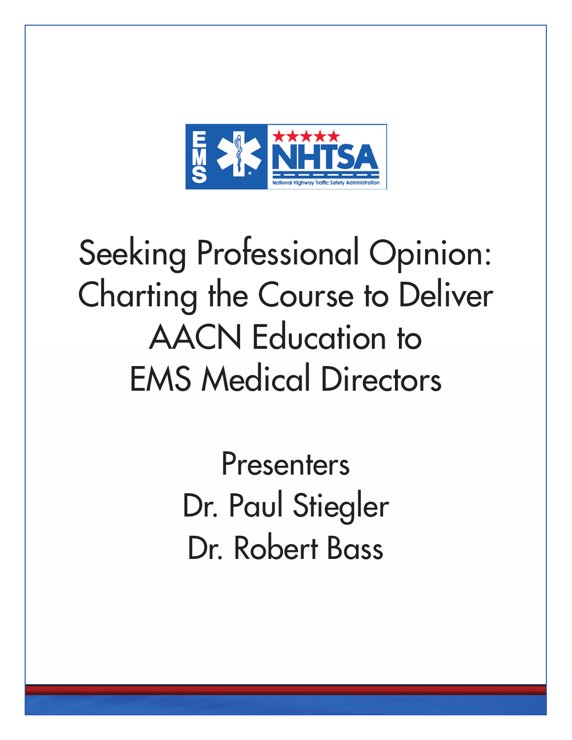EMS NHTSA National Highway Traffic Safety Administration

# Seeking Professional Opinion: Charting the Course to Deliver AACN Education to EMS Medical Directors

Presenters

Dr. Paul Stiegler

Dr. Robert Bass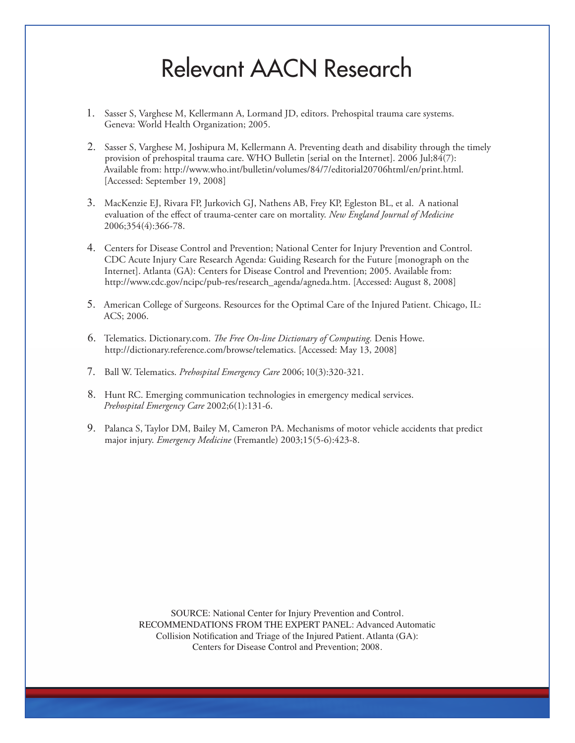# Relevant AACN Research

1. Sasser S, Varghese M, Kellermann A, Lormand JD, editors. Prehospital trauma care systems. Geneva: World Health Organization; 2005.

2. Sasser S, Varghese M, Joshipura M, Kellermann A. Preventing death and disability through the timely provision of prehospital trauma care. WHO Bulletin [serial on the Internet]. 2006 Jul;84(7): Available from: http://www.who.int/bulletin/volumes/84/7/editorial20706html/en/print.html. [Accessed: September 19, 2008]

3. MacKenzie EJ, Rivara FP, Jurkovich GJ, Nathens AB, Frey KP, Egleston BL, et al. A national evaluation of the effect of trauma-center care on mortality. *New England Journal of Medicine* 2006;354(4):366-78.

4. Centers for Disease Control and Prevention; National Center for Injury Prevention and Control. CDC Acute Injury Care Research Agenda: Guiding Research for the Future [monograph on the Internet]. Atlanta (GA): Centers for Disease Control and Prevention; 2005. Available from: http://www.cdc.gov/ncipc/pub-res/research_agenda/agneda.htm. [Accessed: August 8, 2008]

5. American College of Surgeons. Resources for the Optimal Care of the Injured Patient. Chicago, IL: ACS; 2006.

6. Telematics. Dictionary.com. *The Free On-line Dictionary of Computing.* Denis Howe. http://dictionary.reference.com/browse/telematics. [Accessed: May 13, 2008]

7. Ball W. Telematics. *Prehospital Emergency Care* 2006; 10(3):320-321.

8. Hunt RC. Emerging communication technologies in emergency medical services. *Prehospital Emergency Care* 2002;6(1):131-6.

9. Palanca S, Taylor DM, Bailey M, Cameron PA. Mechanisms of motor vehicle accidents that predict major injury. *Emergency Medicine* (Fremantle) 2003;15(5-6):423-8.

SOURCE: National Center for Injury Prevention and Control. RECOMMENDATIONS FROM THE EXPERT PANEL: Advanced Automatic Collision Notification and Triage of the Injured Patient. Atlanta (GA): Centers for Disease Control and Prevention; 2008.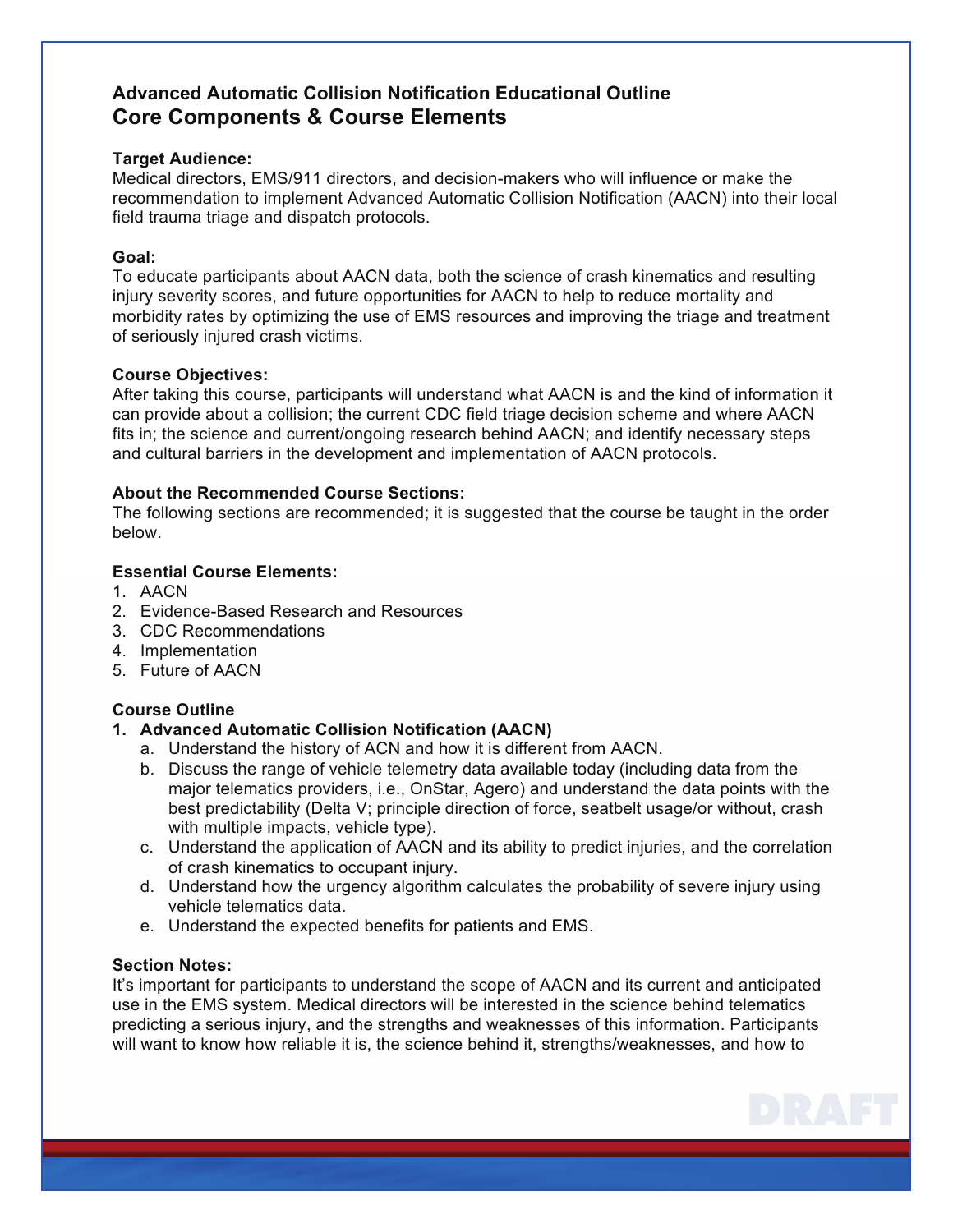### Advanced Automatic Collision Notification Educational Outline

## Core Components & Course Elements

**Target Audience:**
Medical directors, EMS/911 directors, and decision-makers who will influence or make the recommendation to implement Advanced Automatic Collision Notification (AACN) into their local field trauma triage and dispatch protocols.

**Goal:**
To educate participants about AACN data, both the science of crash kinematics and resulting injury severity scores, and future opportunities for AACN to help to reduce mortality and morbidity rates by optimizing the use of EMS resources and improving the triage and treatment of seriously injured crash victims.

**Course Objectives:**
After taking this course, participants will understand what AACN is and the kind of information it can provide about a collision; the current CDC field triage decision scheme and where AACN fits in; the science and current/ongoing research behind AACN; and identify necessary steps and cultural barriers in the development and implementation of AACN protocols.

**About the Recommended Course Sections:**
The following sections are recommended; it is suggested that the course be taught in the order below.

**Essential Course Elements:**
1. AACN
2. Evidence-Based Research and Resources
3. CDC Recommendations
4. Implementation
5. Future of AACN

**Course Outline**

1. **Advanced Automatic Collision Notification (AACN)**
   a. Understand the history of ACN and how it is different from AACN.
   b. Discuss the range of vehicle telemetry data available today (including data from the major telematics providers, i.e., OnStar, Agero) and understand the data points with the best predictability (Delta V; principle direction of force, seatbelt usage/or without, crash with multiple impacts, vehicle type).
   c. Understand the application of AACN and its ability to predict injuries, and the correlation of crash kinematics to occupant injury.
   d. Understand how the urgency algorithm calculates the probability of severe injury using vehicle telematics data.
   e. Understand the expected benefits for patients and EMS.

**Section Notes:**
It's important for participants to understand the scope of AACN and its current and anticipated use in the EMS system. Medical directors will be interested in the science behind telematics predicting a serious injury, and the strengths and weaknesses of this information. Participants will want to know how reliable it is, the science behind it, strengths/weaknesses, and how to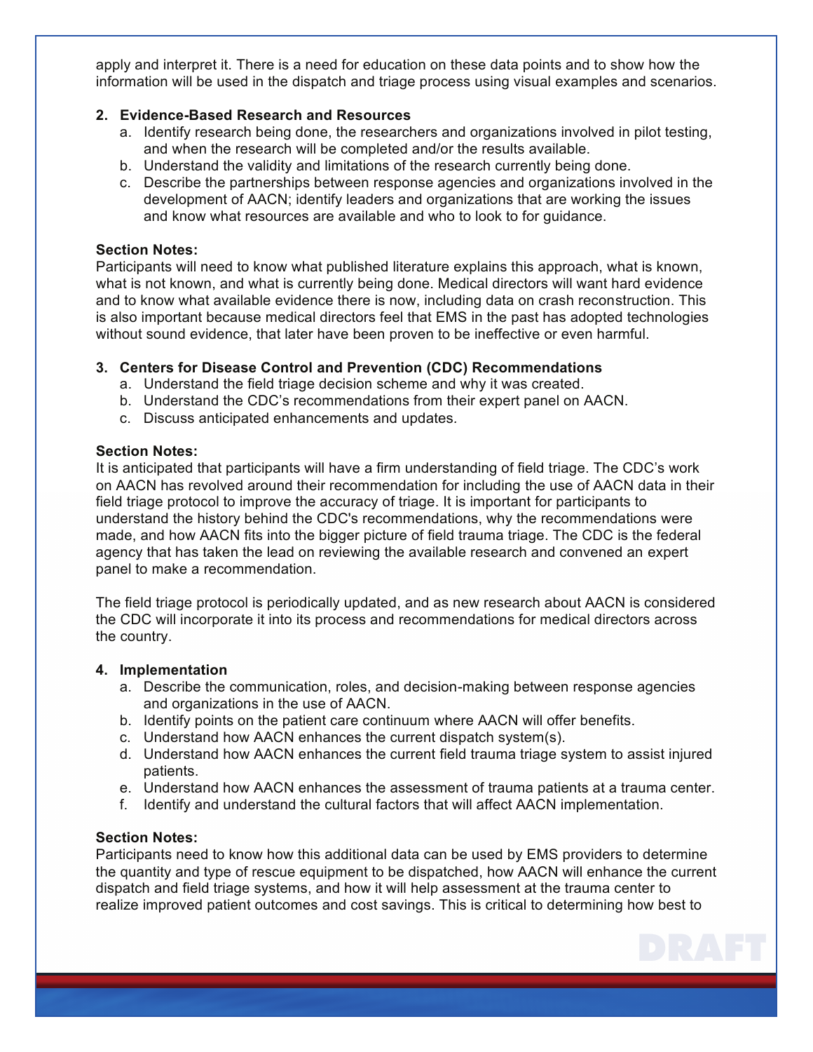apply and interpret it. There is a need for education on these data points and to show how the information will be used in the dispatch and triage process using visual examples and scenarios.

2. **Evidence-Based Research and Resources**
   a. Identify research being done, the researchers and organizations involved in pilot testing, and when the research will be completed and/or the results available.
   b. Understand the validity and limitations of the research currently being done.
   c. Describe the partnerships between response agencies and organizations involved in the development of AACN; identify leaders and organizations that are working the issues and know what resources are available and who to look to for guidance.

**Section Notes:**
Participants will need to know what published literature explains this approach, what is known, what is not known, and what is currently being done. Medical directors will want hard evidence and to know what available evidence there is now, including data on crash reconstruction. This is also important because medical directors feel that EMS in the past has adopted technologies without sound evidence, that later have been proven to be ineffective or even harmful.

3. **Centers for Disease Control and Prevention (CDC) Recommendations**
   a. Understand the field triage decision scheme and why it was created.
   b. Understand the CDC's recommendations from their expert panel on AACN.
   c. Discuss anticipated enhancements and updates.

**Section Notes:**
It is anticipated that participants will have a firm understanding of field triage. The CDC's work on AACN has revolved around their recommendation for including the use of AACN data in their field triage protocol to improve the accuracy of triage. It is important for participants to understand the history behind the CDC's recommendations, why the recommendations were made, and how AACN fits into the bigger picture of field trauma triage. The CDC is the federal agency that has taken the lead on reviewing the available research and convened an expert panel to make a recommendation.

The field triage protocol is periodically updated, and as new research about AACN is considered the CDC will incorporate it into its process and recommendations for medical directors across the country.

4. **Implementation**
   a. Describe the communication, roles, and decision-making between response agencies and organizations in the use of AACN.
   b. Identify points on the patient care continuum where AACN will offer benefits.
   c. Understand how AACN enhances the current dispatch system(s).
   d. Understand how AACN enhances the current field trauma triage system to assist injured patients.
   e. Understand how AACN enhances the assessment of trauma patients at a trauma center.
   f. Identify and understand the cultural factors that will affect AACN implementation.

**Section Notes:**
Participants need to know how this additional data can be used by EMS providers to determine the quantity and type of rescue equipment to be dispatched, how AACN will enhance the current dispatch and field triage systems, and how it will help assessment at the trauma center to realize improved patient outcomes and cost savings. This is critical to determining how best to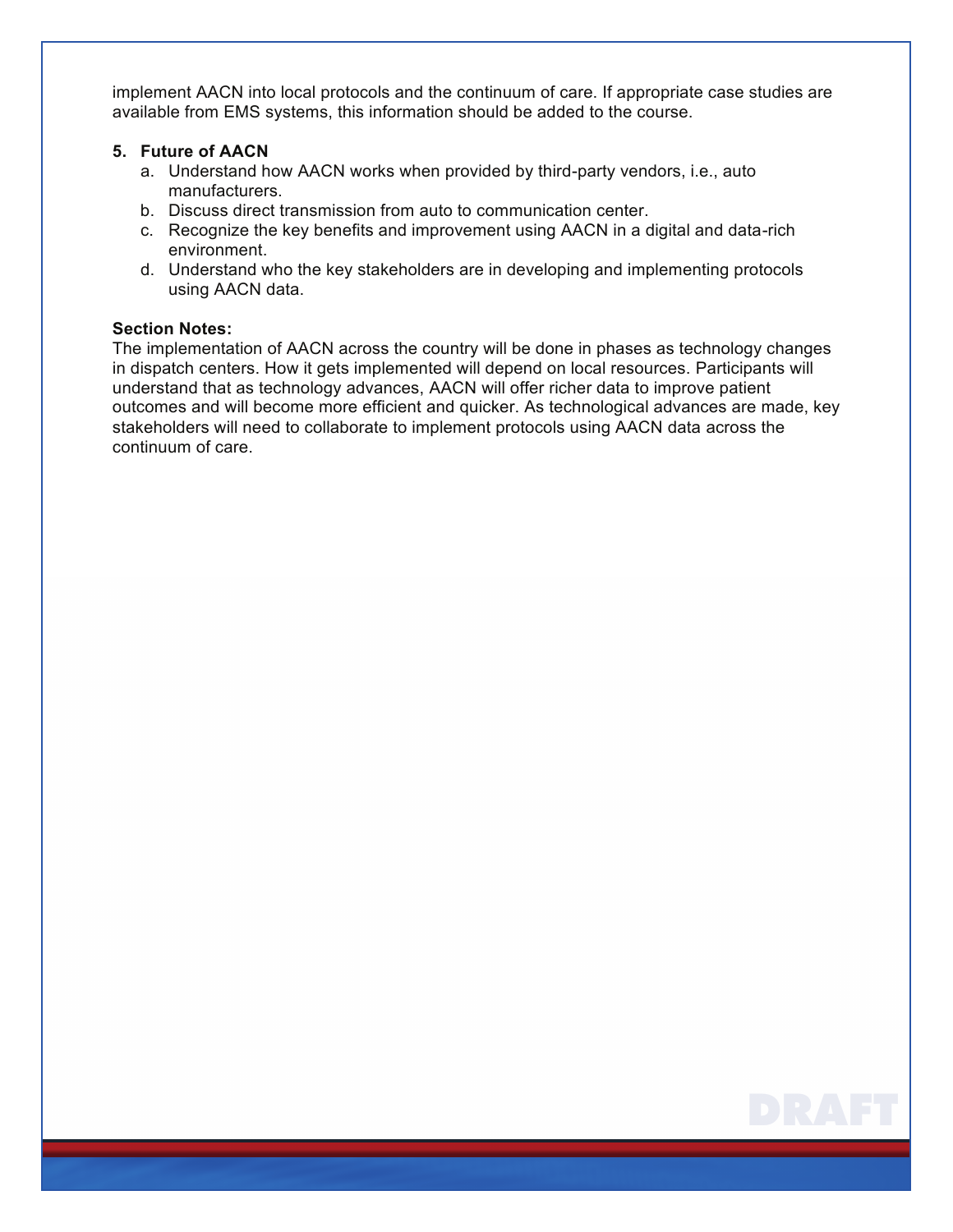implement AACN into local protocols and the continuum of care. If appropriate case studies are available from EMS systems, this information should be added to the course.

5. **Future of AACN**
   a. Understand how AACN works when provided by third-party vendors, i.e., auto manufacturers.
   b. Discuss direct transmission from auto to communication center.
   c. Recognize the key benefits and improvement using AACN in a digital and data-rich environment.
   d. Understand who the key stakeholders are in developing and implementing protocols using AACN data.

**Section Notes:**
The implementation of AACN across the country will be done in phases as technology changes in dispatch centers. How it gets implemented will depend on local resources. Participants will understand that as technology advances, AACN will offer richer data to improve patient outcomes and will become more efficient and quicker. As technological advances are made, key stakeholders will need to collaborate to implement protocols using AACN data across the continuum of care.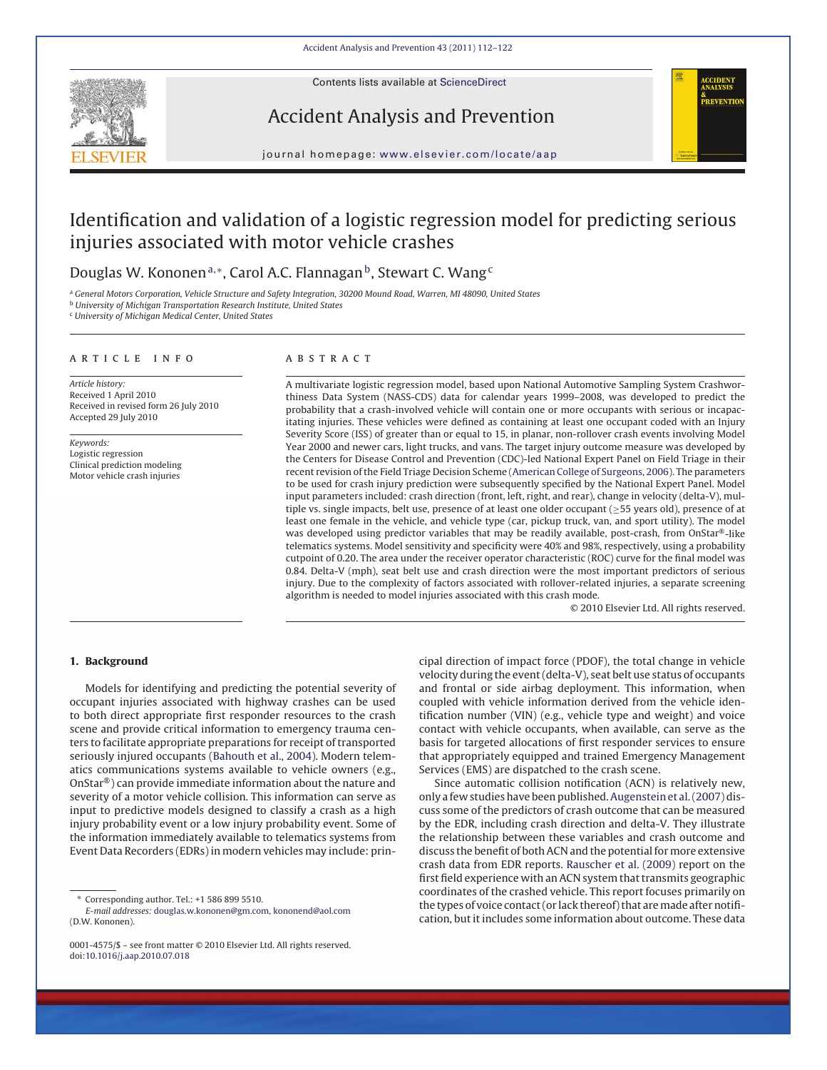# Identification and validation of a logistic regression model for predicting serious injuries associated with motor vehicle crashes

Douglas W. Kononen[a,*], Carol A.C. Flannagan[b], Stewart C. Wang[c]

[a] General Motors Corporation, Vehicle Structure and Safety Integration, 30200 Mound Road, Warren, MI 48090, United States
[b] University of Michigan Transportation Research Institute, United States
[c] University of Michigan Medical Center, United States

## ARTICLE INFO

*Article history:*
Received 1 April 2010
Received in revised form 26 July 2010
Accepted 29 July 2010

*Keywords:*
Logistic regression
Clinical prediction modeling
Motor vehicle crash injuries

## ABSTRACT

A multivariate logistic regression model, based upon National Automotive Sampling System Crashworthiness Data System (NASS-CDS) data for calendar years 1999–2008, was developed to predict the probability that a crash-involved vehicle will contain one or more occupants with serious or incapacitating injuries. These vehicles were defined as containing at least one occupant coded with an Injury Severity Score (ISS) of greater than or equal to 15, in planar, non-rollover crash events involving Model Year 2000 and newer cars, light trucks, and vans. The target injury outcome measure was developed by the Centers for Disease Control and Prevention (CDC)-led National Expert Panel on Field Triage in their recent revision of the Field Triage Decision Scheme (American College of Surgeons, 2006). The parameters to be used for crash injury prediction were subsequently specified by the National Expert Panel. Model input parameters included: crash direction (front, left, right, and rear), change in velocity (delta-V), multiple vs. single impacts, belt use, presence of at least one older occupant (≥55 years old), presence of at least one female in the vehicle, and vehicle type (car, pickup truck, van, and sport utility). The model was developed using predictor variables that may be readily available, post-crash, from OnStar®-like telematics systems. Model sensitivity and specificity were 40% and 98%, respectively, using a probability cutpoint of 0.20. The area under the receiver operator characteristic (ROC) curve for the final model was 0.84. Delta-V (mph), seat belt use and crash direction were the most important predictors of serious injury. Due to the complexity of factors associated with rollover-related injuries, a separate screening algorithm is needed to model injuries associated with this crash mode.

© 2010 Elsevier Ltd. All rights reserved.

## 1. Background

Models for identifying and predicting the potential severity of occupant injuries associated with highway crashes can be used to both direct appropriate first responder resources to the crash scene and provide critical information to emergency trauma centers to facilitate appropriate preparations for receipt of transported seriously injured occupants (Bahouth et al., 2004). Modern telematics communications systems available to vehicle owners (e.g., OnStar®) can provide immediate information about the nature and severity of a motor vehicle collision. This information can serve as input to predictive models designed to classify a crash as a high injury probability event or a low injury probability event. Some of the information immediately available to telematics systems from Event Data Recorders (EDRs) in modern vehicles may include: principal direction of impact force (PDOF), the total change in vehicle velocity during the event (delta-V), seat belt use status of occupants and frontal or side airbag deployment. This information, when coupled with vehicle information derived from the vehicle identification number (VIN) (e.g., vehicle type and weight) and voice contact with vehicle occupants, when available, can serve as the basis for targeted allocations of first responder services to ensure that appropriately equipped and trained Emergency Management Services (EMS) are dispatched to the crash scene.

Since automatic collision notification (ACN) is relatively new, only a few studies have been published. Augenstein et al. (2007) discuss some of the predictors of crash outcome that can be measured by the EDR, including crash direction and delta-V. They illustrate the relationship between these variables and crash outcome and discuss the benefit of both ACN and the potential for more extensive crash data from EDR reports. Rauscher et al. (2009) report on the first field experience with an ACN system that transmits geographic coordinates of the crashed vehicle. This report focuses primarily on the types of voice contact (or lack thereof) that are made after notification, but it includes some information about outcome. These data

* Corresponding author. Tel.: +1 586 899 5510.
*E-mail addresses:* douglas.w.kononen@gm.com, kononend@aol.com (D.W. Kononen).

0001-4575/$ – see front matter © 2010 Elsevier Ltd. All rights reserved.
doi:10.1016/j.aap.2010.07.018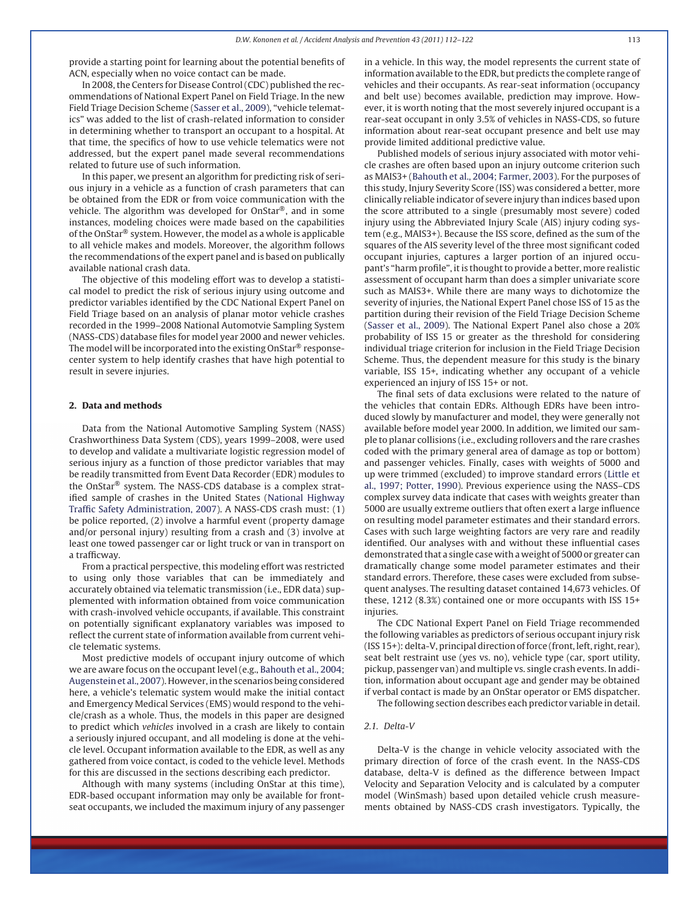provide a starting point for learning about the potential benefits of ACN, especially when no voice contact can be made.

In 2008, the Centers for Disease Control (CDC) published the recommendations of National Expert Panel on Field Triage. In the new Field Triage Decision Scheme (Sasser et al., 2009), "vehicle telematics" was added to the list of crash-related information to consider in determining whether to transport an occupant to a hospital. At that time, the specifics of how to use vehicle telematics were not addressed, but the expert panel made several recommendations related to future use of such information.

In this paper, we present an algorithm for predicting risk of serious injury in a vehicle as a function of crash parameters that can be obtained from the EDR or from voice communication with the vehicle. The algorithm was developed for OnStar®, and in some instances, modeling choices were made based on the capabilities of the OnStar® system. However, the model as a whole is applicable to all vehicle makes and models. Moreover, the algorithm follows the recommendations of the expert panel and is based on publically available national crash data.

The objective of this modeling effort was to develop a statistical model to predict the risk of serious injury using outcome and predictor variables identified by the CDC National Expert Panel on Field Triage based on an analysis of planar motor vehicle crashes recorded in the 1999–2008 National Automotvie Sampling System (NASS-CDS) database files for model year 2000 and newer vehicles. The model will be incorporated into the existing OnStar® response-center system to help identify crashes that have high potential to result in severe injuries.

## 2. Data and methods

Data from the National Automotive Sampling System (NASS) Crashworthiness Data System (CDS), years 1999–2008, were used to develop and validate a multivariate logistic regression model of serious injury as a function of those predictor variables that may be readily transmitted from Event Data Recorder (EDR) modules to the OnStar® system. The NASS-CDS database is a complex stratified sample of crashes in the United States (National Highway Traffic Safety Administration, 2007). A NASS-CDS crash must: (1) be police reported, (2) involve a harmful event (property damage and/or personal injury) resulting from a crash and (3) involve at least one towed passenger car or light truck or van in transport on a trafficway.

From a practical perspective, this modeling effort was restricted to using only those variables that can be immediately and accurately obtained via telematic transmission (i.e., EDR data) supplemented with information obtained from voice communication with crash-involved vehicle occupants, if available. This constraint on potentially significant explanatory variables was imposed to reflect the current state of information available from current vehicle telematic systems.

Most predictive models of occupant injury outcome of which we are aware focus on the occupant level (e.g., Bahouth et al., 2004; Augenstein et al., 2007). However, in the scenarios being considered here, a vehicle's telematic system would make the initial contact and Emergency Medical Services (EMS) would respond to the vehicle/crash as a whole. Thus, the models in this paper are designed to predict which *vehicles* involved in a crash are likely to contain a seriously injured occupant, and all modeling is done at the vehicle level. Occupant information available to the EDR, as well as any gathered from voice contact, is coded to the vehicle level. Methods for this are discussed in the sections describing each predictor.

Although with many systems (including OnStar at this time), EDR-based occupant information may only be available for front-seat occupants, we included the maximum injury of any passenger in a vehicle. In this way, the model represents the current state of information available to the EDR, but predicts the complete range of vehicles and their occupants. As rear-seat information (occupancy and belt use) becomes available, prediction may improve. However, it is worth noting that the most severely injured occupant is a rear-seat occupant in only 3.5% of vehicles in NASS-CDS, so future information about rear-seat occupant presence and belt use may provide limited additional predictive value.

Published models of serious injury associated with motor vehicle crashes are often based upon an injury outcome criterion such as MAIS3+ (Bahouth et al., 2004; Farmer, 2003). For the purposes of this study, Injury Severity Score (ISS) was considered a better, more clinically reliable indicator of severe injury than indices based upon the score attributed to a single (presumably most severe) coded injury using the Abbreviated Injury Scale (AIS) injury coding system (e.g., MAIS3+). Because the ISS score, defined as the sum of the squares of the AIS severity level of the three most significant coded occupant injuries, captures a larger portion of an injured occupant's "harm profile", it is thought to provide a better, more realistic assessment of occupant harm than does a simpler univariate score such as MAIS3+. While there are many ways to dichotomize the severity of injuries, the National Expert Panel chose ISS of 15 as the partition during their revision of the Field Triage Decision Scheme (Sasser et al., 2009). The National Expert Panel also chose a 20% probability of ISS 15 or greater as the threshold for considering individual triage criterion for inclusion in the Field Triage Decision Scheme. Thus, the dependent measure for this study is the binary variable, ISS 15+, indicating whether any occupant of a vehicle experienced an injury of ISS 15+ or not.

The final sets of data exclusions were related to the nature of the vehicles that contain EDRs. Although EDRs have been introduced slowly by manufacturer and model, they were generally not available before model year 2000. In addition, we limited our sample to planar collisions (i.e., excluding rollovers and the rare crashes coded with the primary general area of damage as top or bottom) and passenger vehicles. Finally, cases with weights of 5000 and up were trimmed (excluded) to improve standard errors (Little et al., 1997; Potter, 1990). Previous experience using the NASS–CDS complex survey data indicate that cases with weights greater than 5000 are usually extreme outliers that often exert a large influence on resulting model parameter estimates and their standard errors. Cases with such large weighting factors are very rare and readily identified. Our analyses with and without these influential cases demonstrated that a single case with a weight of 5000 or greater can dramatically change some model parameter estimates and their standard errors. Therefore, these cases were excluded from subsequent analyses. The resulting dataset contained 14,673 vehicles. Of these, 1212 (8.3%) contained one or more occupants with ISS 15+ injuries.

The CDC National Expert Panel on Field Triage recommended the following variables as predictors of serious occupant injury risk (ISS 15+): delta-V, principal direction of force (front, left, right, rear), seat belt restraint use (yes vs. no), vehicle type (car, sport utility, pickup, passenger van) and multiple vs. single crash events. In addition, information about occupant age and gender may be obtained if verbal contact is made by an OnStar operator or EMS dispatcher.

The following section describes each predictor variable in detail.

### 2.1. Delta-V

Delta-V is the change in vehicle velocity associated with the primary direction of force of the crash event. In the NASS-CDS database, delta-V is defined as the difference between Impact Velocity and Separation Velocity and is calculated by a computer model (WinSmash) based upon detailed vehicle crush measurements obtained by NASS-CDS crash investigators. Typically, the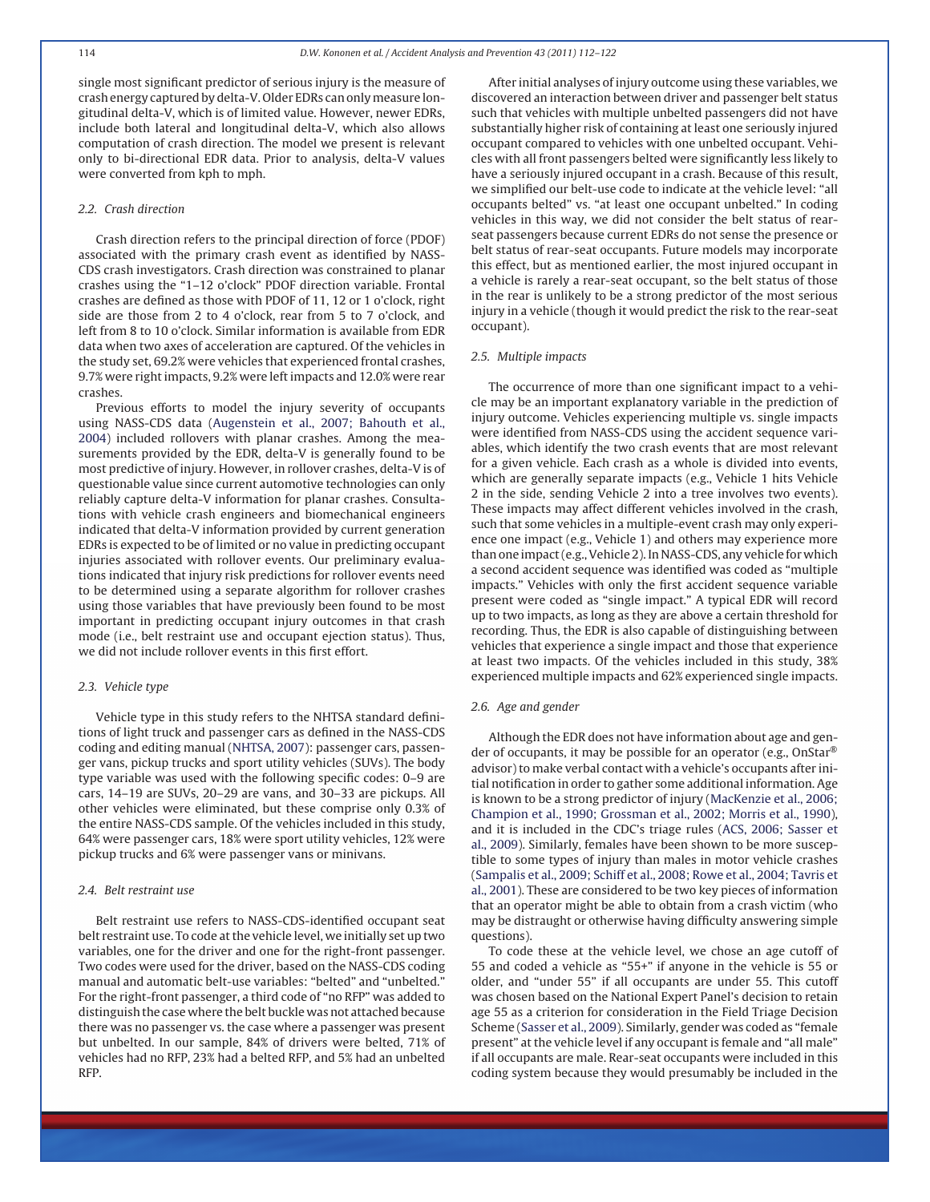single most significant predictor of serious injury is the measure of crash energy captured by delta-V. Older EDRs can only measure longitudinal delta-V, which is of limited value. However, newer EDRs, include both lateral and longitudinal delta-V, which also allows computation of crash direction. The model we present is relevant only to bi-directional EDR data. Prior to analysis, delta-V values were converted from kph to mph.

### 2.2. Crash direction

Crash direction refers to the principal direction of force (PDOF) associated with the primary crash event as identified by NASS-CDS crash investigators. Crash direction was constrained to planar crashes using the "1–12 o'clock" PDOF direction variable. Frontal crashes are defined as those with PDOF of 11, 12 or 1 o'clock, right side are those from 2 to 4 o'clock, rear from 5 to 7 o'clock, and left from 8 to 10 o'clock. Similar information is available from EDR data when two axes of acceleration are captured. Of the vehicles in the study set, 69.2% were vehicles that experienced frontal crashes, 9.7% were right impacts, 9.2% were left impacts and 12.0% were rear crashes.

Previous efforts to model the injury severity of occupants using NASS-CDS data (Augenstein et al., 2007; Bahouth et al., 2004) included rollovers with planar crashes. Among the measurements provided by the EDR, delta-V is generally found to be most predictive of injury. However, in rollover crashes, delta-V is of questionable value since current automotive technologies can only reliably capture delta-V information for planar crashes. Consultations with vehicle crash engineers and biomechanical engineers indicated that delta-V information provided by current generation EDRs is expected to be of limited or no value in predicting occupant injuries associated with rollover events. Our preliminary evaluations indicated that injury risk predictions for rollover events need to be determined using a separate algorithm for rollover crashes using those variables that have previously been found to be most important in predicting occupant injury outcomes in that crash mode (i.e., belt restraint use and occupant ejection status). Thus, we did not include rollover events in this first effort.

### 2.3. Vehicle type

Vehicle type in this study refers to the NHTSA standard definitions of light truck and passenger cars as defined in the NASS-CDS coding and editing manual (NHTSA, 2007): passenger cars, passenger vans, pickup trucks and sport utility vehicles (SUVs). The body type variable was used with the following specific codes: 0–9 are cars, 14–19 are SUVs, 20–29 are vans, and 30–33 are pickups. All other vehicles were eliminated, but these comprise only 0.3% of the entire NASS-CDS sample. Of the vehicles included in this study, 64% were passenger cars, 18% were sport utility vehicles, 12% were pickup trucks and 6% were passenger vans or minivans.

### 2.4. Belt restraint use

Belt restraint use refers to NASS-CDS-identified occupant seat belt restraint use. To code at the vehicle level, we initially set up two variables, one for the driver and one for the right-front passenger. Two codes were used for the driver, based on the NASS-CDS coding manual and automatic belt-use variables: "belted" and "unbelted." For the right-front passenger, a third code of "no RFP" was added to distinguish the case where the belt buckle was not attached because there was no passenger vs. the case where a passenger was present but unbelted. In our sample, 84% of drivers were belted, 71% of vehicles had no RFP, 23% had a belted RFP, and 5% had an unbelted RFP.

After initial analyses of injury outcome using these variables, we discovered an interaction between driver and passenger belt status such that vehicles with multiple unbelted passengers did not have substantially higher risk of containing at least one seriously injured occupant compared to vehicles with one unbelted occupant. Vehicles with all front passengers belted were significantly less likely to have a seriously injured occupant in a crash. Because of this result, we simplified our belt-use code to indicate at the vehicle level: "all occupants belted" vs. "at least one occupant unbelted." In coding vehicles in this way, we did not consider the belt status of rear-seat passengers because current EDRs do not sense the presence or belt status of rear-seat occupants. Future models may incorporate this effect, but as mentioned earlier, the most injured occupant in a vehicle is rarely a rear-seat occupant, so the belt status of those in the rear is unlikely to be a strong predictor of the most serious injury in a vehicle (though it would predict the risk to the rear-seat occupant).

### 2.5. Multiple impacts

The occurrence of more than one significant impact to a vehicle may be an important explanatory variable in the prediction of injury outcome. Vehicles experiencing multiple vs. single impacts were identified from NASS-CDS using the accident sequence variables, which identify the two crash events that are most relevant for a given vehicle. Each crash as a whole is divided into events, which are generally separate impacts (e.g., Vehicle 1 hits Vehicle 2 in the side, sending Vehicle 2 into a tree involves two events). These impacts may affect different vehicles involved in the crash, such that some vehicles in a multiple-event crash may only experience one impact (e.g., Vehicle 1) and others may experience more than one impact (e.g., Vehicle 2). In NASS-CDS, any vehicle for which a second accident sequence was identified was coded as "multiple impacts." Vehicles with only the first accident sequence variable present were coded as "single impact." A typical EDR will record up to two impacts, as long as they are above a certain threshold for recording. Thus, the EDR is also capable of distinguishing between vehicles that experience a single impact and those that experience at least two impacts. Of the vehicles included in this study, 38% experienced multiple impacts and 62% experienced single impacts.

### 2.6. Age and gender

Although the EDR does not have information about age and gender of occupants, it may be possible for an operator (e.g., OnStar® advisor) to make verbal contact with a vehicle's occupants after initial notification in order to gather some additional information. Age is known to be a strong predictor of injury (MacKenzie et al., 2006; Champion et al., 1990; Grossman et al., 2002; Morris et al., 1990), and it is included in the CDC's triage rules (ACS, 2006; Sasser et al., 2009). Similarly, females have been shown to be more susceptible to some types of injury than males in motor vehicle crashes (Sampalis et al., 2009; Schiff et al., 2008; Rowe et al., 2004; Tavris et al., 2001). These are considered to be two key pieces of information that an operator might be able to obtain from a crash victim (who may be distraught or otherwise having difficulty answering simple questions).

To code these at the vehicle level, we chose an age cutoff of 55 and coded a vehicle as "55+" if anyone in the vehicle is 55 or older, and "under 55" if all occupants are under 55. This cutoff was chosen based on the National Expert Panel's decision to retain age 55 as a criterion for consideration in the Field Triage Decision Scheme (Sasser et al., 2009). Similarly, gender was coded as "female present" at the vehicle level if any occupant is female and "all male" if all occupants are male. Rear-seat occupants were included in this coding system because they would presumably be included in the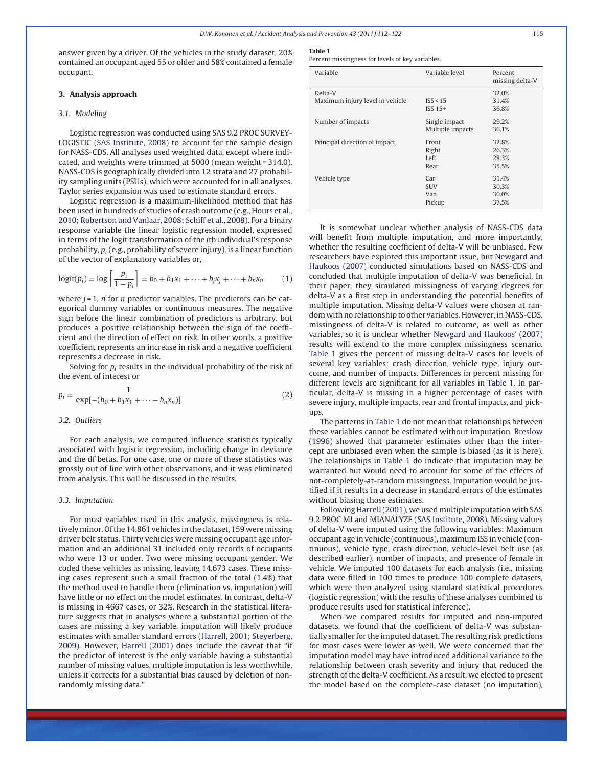answer given by a driver. Of the vehicles in the study dataset, 20% contained an occupant aged 55 or older and 58% contained a female occupant.

## 3. Analysis approach

### 3.1. Modeling

Logistic regression was conducted using SAS 9.2 PROC SURVEYLOGISTIC (SAS Institute, 2008) to account for the sample design for NASS-CDS. All analyses used weighted data, except where indicated, and weights were trimmed at 5000 (mean weight = 314.0). NASS-CDS is geographically divided into 12 strata and 27 probability sampling units (PSUs), which were accounted for in all analyses. Taylor series expansion was used to estimate standard errors.

Logistic regression is a maximum-likelihood method that has been used in hundreds of studies of crash outcome (e.g., Hours et al., 2010; Robertson and Vanlaar, 2008; Schiff et al., 2008). For a binary response variable the linear logistic regression model, expressed in terms of the logit transformation of the $i$th individual's response probability, $p_i$ (e.g., probability of severe injury), is a linear function of the vector of explanatory variables or,

$$\text{logit}(p_i) = \log\left[\frac{p_i}{1-p_i}\right] = b_0 + b_1x_1 + \cdots + b_jx_j + \cdots + b_nx_n \quad (1)$$

where $j = 1$, $n$ for $n$ predictor variables. The predictors can be categorical dummy variables or continuous measures. The negative sign before the linear combination of predictors is arbitrary, but produces a positive relationship between the sign of the coefficient and the direction of effect on risk. In other words, a positive coefficient represents an increase in risk and a negative coefficient represents a decrease in risk.

Solving for $p_i$ results in the individual probability of the risk of the event of interest or

$$p_i = \frac{1}{\exp[-(b_0 + b_1x_1 + \cdots + b_nx_n)]} \quad (2)$$

### 3.2. Outliers

For each analysis, we computed influence statistics typically associated with logistic regression, including change in deviance and the df betas. For one case, one or more of these statistics was grossly out of line with other observations, and it was eliminated from analysis. This will be discussed in the results.

### 3.3. Imputation

For most variables used in this analysis, missingness is relatively minor. Of the 14,861 vehicles in the dataset, 159 were missing driver belt status. Thirty vehicles were missing occupant age information and an additional 31 included only records of occupants who were 13 or under. Two were missing occupant gender. We coded these vehicles as missing, leaving 14,673 cases. These missing cases represent such a small fraction of the total (1.4%) that the method used to handle them (elimination vs. imputation) will have little or no effect on the model estimates. In contrast, delta-V is missing in 4667 cases, or 32%. Research in the statistical literature suggests that in analyses where a substantial portion of the cases are missing a key variable, imputation will likely produce estimates with smaller standard errors (Harrell, 2001; Steyerberg, 2009). However, Harrell (2001) does include the caveat that "if the predictor of interest is the only variable having a substantial number of missing values, multiple imputation is less worthwhile, unless it corrects for a substantial bias caused by deletion of non-randomly missing data."

**Table 1**
Percent missingness for levels of key variables.

| Variable | Variable level | Percent missing delta-V |
|---|---|---|
| Delta-V | | 32.0% |
| Maximum injury level in vehicle | ISS < 15 | 31.4% |
| | ISS 15+ | 36.8% |
| Number of impacts | Single impact | 29.2% |
| | Multiple impacts | 36.1% |
| Principal direction of impact | Front | 32.8% |
| | Right | 26.3% |
| | Left | 28.3% |
| | Rear | 35.5% |
| Vehicle type | Car | 31.4% |
| | SUV | 30.3% |
| | Van | 30.0% |
| | Pickup | 37.5% |

It is somewhat unclear whether analysis of NASS-CDS data will benefit from multiple imputation, and more importantly, whether the resulting coefficient of delta-V will be unbiased. Few researchers have explored this important issue, but Newgard and Haukoos (2007) conducted simulations based on NASS-CDS and concluded that multiple imputation of delta-V was beneficial. In their paper, they simulated missingness of varying degrees for delta-V as a first step in understanding the potential benefits of multiple imputation. Missing delta-V values were chosen at random with no relationship to other variables. However, in NASS-CDS, missingness of delta-V is related to outcome, as well as other variables, so it is unclear whether Newgard and Haukoos' (2007) results will extend to the more complex missingness scenario. Table 1 gives the percent of missing delta-V cases for levels of several key variables: crash direction, vehicle type, injury outcome, and number of impacts. Differences in percent missing for different levels are significant for all variables in Table 1. In particular, delta-V is missing in a higher percentage of cases with severe injury, multiple impacts, rear and frontal impacts, and pickups.

The patterns in Table 1 do not mean that relationships between these variables cannot be estimated without imputation. Breslow (1996) showed that parameter estimates other than the intercept are unbiased even when the sample is biased (as it is here). The relationships in Table 1 do indicate that imputation may be warranted but would need to account for some of the effects of not-completely-at-random missingness. Imputation would be justified if it results in a decrease in standard errors of the estimates without biasing those estimates.

Following Harrell (2001), we used multiple imputation with SAS 9.2 PROC MI and MIANALYZE (SAS Institute, 2008). Missing values of delta-V were imputed using the following variables: Maximum occupant age in vehicle (continuous), maximum ISS in vehicle (continuous), vehicle type, crash direction, vehicle-level belt use (as described earlier), number of impacts, and presence of female in vehicle. We imputed 100 datasets for each analysis (i.e., missing data were filled in 100 times to produce 100 complete datasets, which were then analyzed using standard statistical procedures (logistic regression) with the results of these analyses combined to produce results used for statistical inference).

When we compared results for imputed and non-imputed datasets, we found that the coefficient of delta-V was substantially smaller for the imputed dataset. The resulting risk predictions for most cases were lower as well. We were concerned that the imputation model may have introduced additional variance to the relationship between crash severity and injury that reduced the strength of the delta-V coefficient. As a result, we elected to present the model based on the complete-case dataset (no imputation),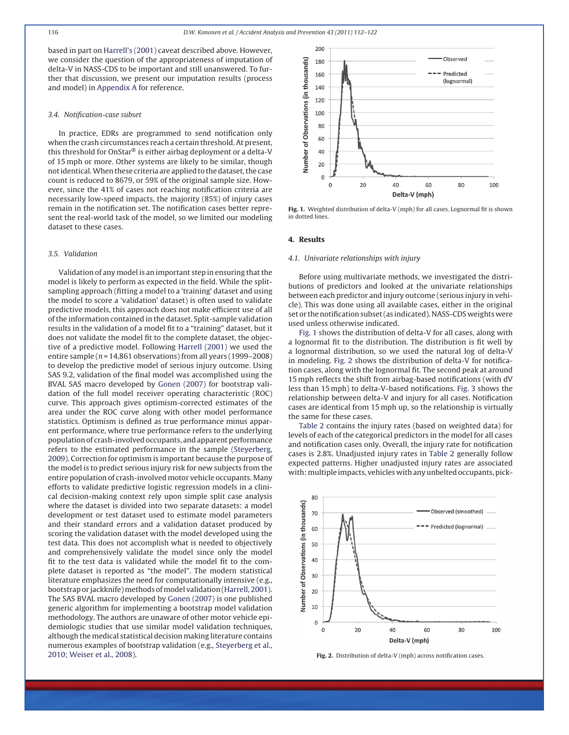based in part on Harrell's (2001) caveat described above. However, we consider the question of the appropriateness of imputation of delta-V in NASS-CDS to be important and still unanswered. To further that discussion, we present our imputation results (process and model) in Appendix A for reference.

### 3.4. Notification-case subset

In practice, EDRs are programmed to send notification only when the crash circumstances reach a certain threshold. At present, this threshold for OnStar® is either airbag deployment or a delta-V of 15 mph or more. Other systems are likely to be similar, though not identical. When these criteria are applied to the dataset, the case count is reduced to 8679, or 59% of the original sample size. However, since the 41% of cases not reaching notification criteria are necessarily low-speed impacts, the majority (85%) of injury cases remain in the notification set. The notification cases better represent the real-world task of the model, so we limited our modeling dataset to these cases.

### 3.5. Validation

Validation of any model is an important step in ensuring that the model is likely to perform as expected in the field. While the split-sampling approach (fitting a model to a 'training' dataset and using the model to score a 'validation' dataset) is often used to validate predictive models, this approach does not make efficient use of all of the information contained in the dataset. Split-sample validation results in the validation of a model fit to a "training" dataset, but it does not validate the model fit to the complete dataset, the objective of a predictive model. Following Harrell (2001) we used the entire sample ($n$ = 14,861 observations) from all years (1999–2008) to develop the predictive model of serious injury outcome. Using SAS 9.2, validation of the final model was accomplished using the BVAL SAS macro developed by Gonen (2007) for bootstrap validation of the full model receiver operating characteristic (ROC) curve. This approach gives optimism-corrected estimates of the area under the ROC curve along with other model performance statistics. Optimism is defined as true performance minus apparent performance, where true performance refers to the underlying population of crash-involved occupants, and apparent performance refers to the estimated performance in the sample (Steyerberg, 2009). Correction for optimism is important because the purpose of the model is to predict serious injury risk for new subjects from the entire population of crash-involved motor vehicle occupants. Many efforts to validate predictive logistic regression models in a clinical decision-making context rely upon simple split case analysis where the dataset is divided into two separate datasets: a model development or test dataset used to estimate model parameters and their standard errors and a validation dataset produced by scoring the validation dataset with the model developed using the test data. This does not accomplish what is needed to objectively and comprehensively validate the model since only the model fit to the test data is validated while the model fit to the complete dataset is reported as "the model". The modern statistical literature emphasizes the need for computationally intensive (e.g., bootstrap or jackknife) methods of model validation (Harrell, 2001). The SAS BVAL macro developed by Gonen (2007) is one published generic algorithm for implementing a bootstrap model validation methodology. The authors are unaware of other motor vehicle epidemiologic studies that use similar model validation techniques, although the medical statistical decision making literature contains numerous examples of bootstrap validation (e.g., Steyerberg et al., 2010; Weiser et al., 2008).

**Fig. 1.** Weighted distribution of delta-V (mph) for all cases. Lognormal fit is shown in dotted lines.

## 4. Results

### 4.1. Univariate relationships with injury

Before using multivariate methods, we investigated the distributions of predictors and looked at the univariate relationships between each predictor and injury outcome (serious injury in vehicle). This was done using all available cases, either in the original set or the notification subset (as indicated). NASS-CDS weights were used unless otherwise indicated.

Fig. 1 shows the distribution of delta-V for all cases, along with a lognormal fit to the distribution. The distribution is fit well by a lognormal distribution, so we used the natural log of delta-V in modeling. Fig. 2 shows the distribution of delta-V for notification cases, along with the lognormal fit. The second peak at around 15 mph reflects the shift from airbag-based notifications (with dV less than 15 mph) to delta-V-based notifications. Fig. 3 shows the relationship between delta-V and injury for all cases. Notification cases are identical from 15 mph up, so the relationship is virtually the same for these cases.

Table 2 contains the injury rates (based on weighted data) for levels of each of the categorical predictors in the model for all cases and notification cases only. Overall, the injury rate for notification cases is 2.8%. Unadjusted injury rates in Table 2 generally follow expected patterns. Higher unadjusted injury rates are associated with: multiple impacts, vehicles with any unbelted occupants, pick-

**Fig. 2.** Distribution of delta-V (mph) across notification cases.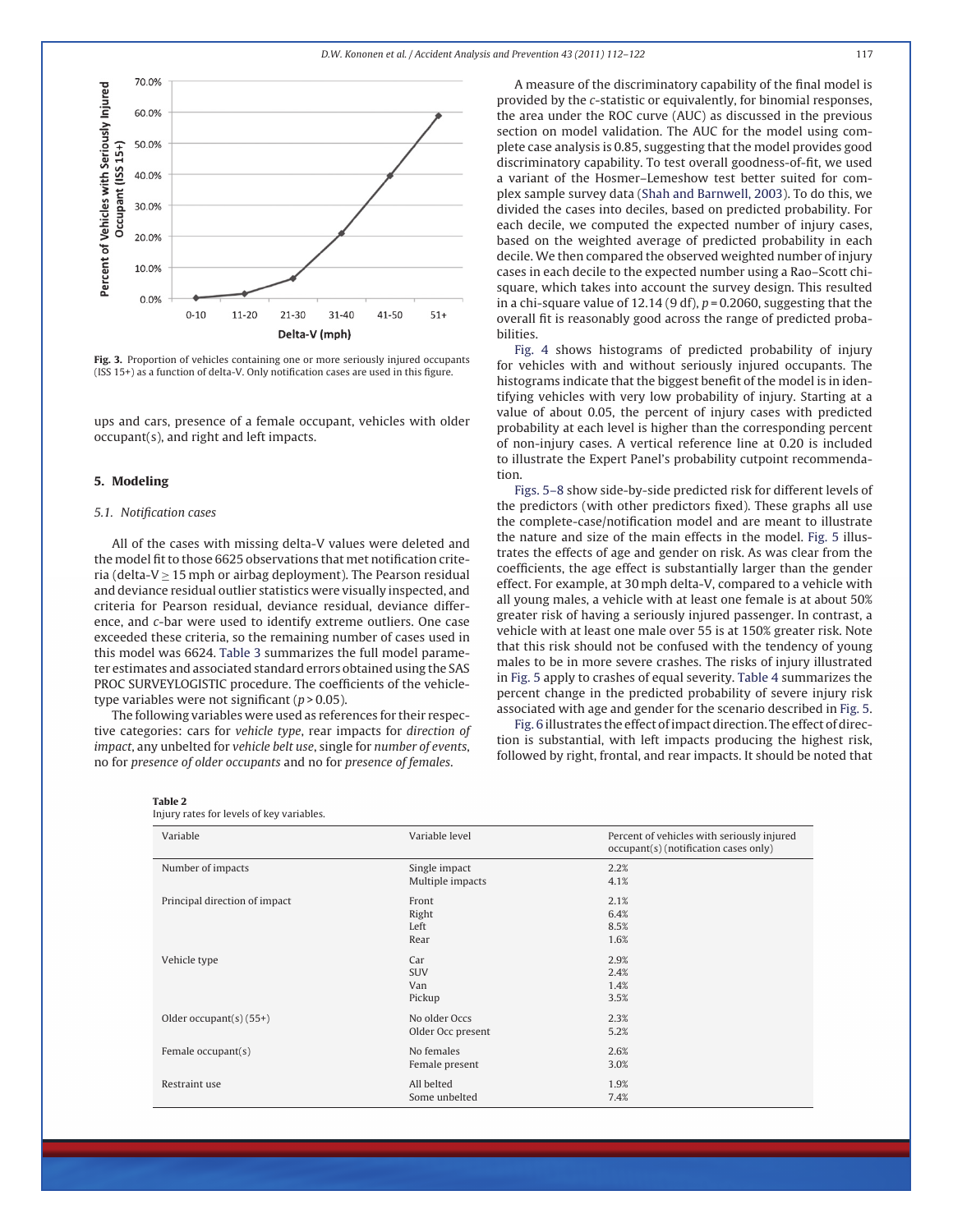Fig. 3. Proportion of vehicles containing one or more seriously injured occupants (ISS 15+) as a function of delta-V. Only notification cases are used in this figure.

ups and cars, presence of a female occupant, vehicles with older occupant(s), and right and left impacts.

## 5. Modeling

### 5.1. Notification cases

All of the cases with missing delta-V values were deleted and the model fit to those 6625 observations that met notification criteria (delta-V ≥ 15 mph or airbag deployment). The Pearson residual and deviance residual outlier statistics were visually inspected, and criteria for Pearson residual, deviance residual, deviance difference, and *c*-bar were used to identify extreme outliers. One case exceeded these criteria, so the remaining number of cases used in this model was 6624. Table 3 summarizes the full model parameter estimates and associated standard errors obtained using the SAS PROC SURVEYLOGISTIC procedure. The coefficients of the vehicle-type variables were not significant ($p > 0.05$).

The following variables were used as references for their respective categories: cars for *vehicle type*, rear impacts for *direction of impact*, any unbelted for *vehicle belt use*, single for *number of events*, no for *presence of older occupants* and no for *presence of females*.

A measure of the discriminatory capability of the final model is provided by the *c*-statistic or equivalently, for binomial responses, the area under the ROC curve (AUC) as discussed in the previous section on model validation. The AUC for the model using complete case analysis is 0.85, suggesting that the model provides good discriminatory capability. To test overall goodness-of-fit, we used a variant of the Hosmer–Lemeshow test better suited for complex sample survey data (Shah and Barnwell, 2003). To do this, we divided the cases into deciles, based on predicted probability. For each decile, we computed the expected number of injury cases, based on the weighted average of predicted probability in each decile. We then compared the observed weighted number of injury cases in each decile to the expected number using a Rao–Scott chi-square, which takes into account the survey design. This resulted in a chi-square value of 12.14 (9 df), $p = 0.2060$, suggesting that the overall fit is reasonably good across the range of predicted probabilities.

Fig. 4 shows histograms of predicted probability of injury for vehicles with and without seriously injured occupants. The histograms indicate that the biggest benefit of the model is in identifying vehicles with very low probability of injury. Starting at a value of about 0.05, the percent of injury cases with predicted probability at each level is higher than the corresponding percent of non-injury cases. A vertical reference line at 0.20 is included to illustrate the Expert Panel's probability cutpoint recommendation.

Figs. 5–8 show side-by-side predicted risk for different levels of the predictors (with other predictors fixed). These graphs all use the complete-case/notification model and are meant to illustrate the nature and size of the main effects in the model. Fig. 5 illustrates the effects of age and gender on risk. As was clear from the coefficients, the age effect is substantially larger than the gender effect. For example, at 30 mph delta-V, compared to a vehicle with all young males, a vehicle with at least one female is at about 50% greater risk of having a seriously injured passenger. In contrast, a vehicle with at least one male over 55 is at 150% greater risk. Note that this risk should not be confused with the tendency of young males to be in more severe crashes. The risks of injury illustrated in Fig. 5 apply to crashes of equal severity. Table 4 summarizes the percent change in the predicted probability of severe injury risk associated with age and gender for the scenario described in Fig. 5.

Fig. 6 illustrates the effect of impact direction. The effect of direction is substantial, with left impacts producing the highest risk, followed by right, frontal, and rear impacts. It should be noted that

**Table 2**
Injury rates for levels of key variables.

| Variable | Variable level | Percent of vehicles with seriously injured occupant(s) (notification cases only) |
|---|---|---|
| Number of impacts | Single impact | 2.2% |
| | Multiple impacts | 4.1% |
| Principal direction of impact | Front | 2.1% |
| | Right | 6.4% |
| | Left | 8.5% |
| | Rear | 1.6% |
| Vehicle type | Car | 2.9% |
| | SUV | 2.4% |
| | Van | 1.4% |
| | Pickup | 3.5% |
| Older occupant(s) (55+) | No older Occs | 2.3% |
| | Older Occ present | 5.2% |
| Female occupant(s) | No females | 2.6% |
| | Female present | 3.0% |
| Restraint use | All belted | 1.9% |
| | Some unbelted | 7.4% |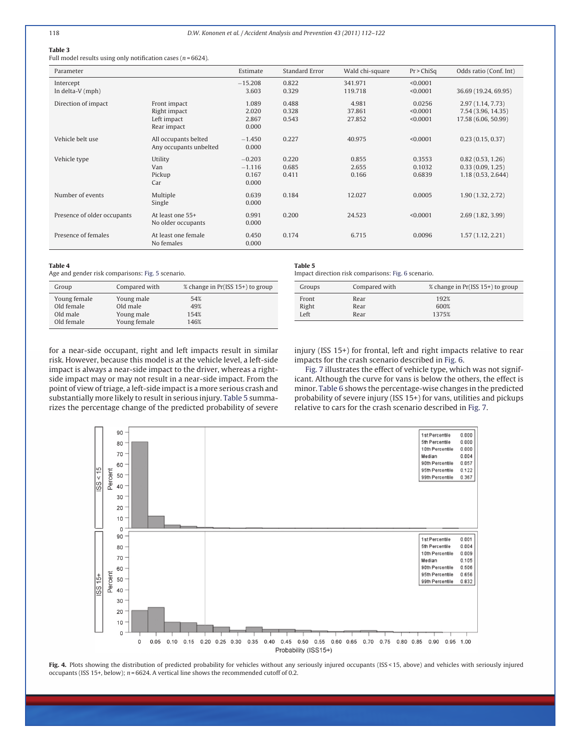**Table 3**
Full model results using only notification cases ($n = 6624$).

| Parameter | | Estimate | Standard Error | Wald chi-square | Pr > ChiSq | Odds ratio (Conf. Int) |
|---|---|---|---|---|---|---|
| Intercept | | −15.208 | 0.822 | 341.971 | <0.0001 | |
| ln delta-V (mph) | | 3.603 | 0.329 | 119.718 | <0.0001 | 36.69 (19.24, 69.95) |
| Direction of impact | Front impact | 1.089 | 0.488 | 4.981 | 0.0256 | 2.97 (1.14, 7.73) |
| | Right impact | 2.020 | 0.328 | 37.861 | <0.0001 | 7.54 (3.96, 14.35) |
| | Left impact | 2.867 | 0.543 | 27.852 | <0.0001 | 17.58 (6.06, 50.99) |
| | Rear impact | 0.000 | | | | |
| Vehicle belt use | All occupants belted | −1.450 | 0.227 | 40.975 | <0.0001 | 0.23 (0.15, 0.37) |
| | Any occupants unbelted | 0.000 | | | | |
| Vehicle type | Utility | −0.203 | 0.220 | 0.855 | 0.3553 | 0.82 (0.53, 1.26) |
| | Van | −1.116 | 0.685 | 2.655 | 0.1032 | 0.33 (0.09, 1.25) |
| | Pickup | 0.167 | 0.411 | 0.166 | 0.6839 | 1.18 (0.53, 2.644) |
| | Car | 0.000 | | | | |
| Number of events | Multiple | 0.639 | 0.184 | 12.027 | 0.0005 | 1.90 (1.32, 2.72) |
| | Single | 0.000 | | | | |
| Presence of older occupants | At least one 55+ | 0.991 | 0.200 | 24.523 | <0.0001 | 2.69 (1.82, 3.99) |
| | No older occupants | 0.000 | | | | |
| Presence of females | At least one female | 0.450 | 0.174 | 6.715 | 0.0096 | 1.57 (1.12, 2.21) |
| | No females | 0.000 | | | | |

**Table 4**
Age and gender risk comparisons: Fig. 5 scenario.

| Group | Compared with | % change in Pr(ISS 15+) to group |
|---|---|---|
| Young female | Young male | 54% |
| Old female | Old male | 49% |
| Old male | Young male | 154% |
| Old female | Young female | 146% |

**Table 5**
Impact direction risk comparisons: Fig. 6 scenario.

| Groups | Compared with | % change in Pr(ISS 15+) to group |
|---|---|---|
| Front | Rear | 192% |
| Right | Rear | 600% |
| Left | Rear | 1375% |

for a near-side occupant, right and left impacts result in similar risk. However, because this model is at the vehicle level, a left-side impact is always a near-side impact to the driver, whereas a right-side impact may or may not result in a near-side impact. From the point of view of triage, a left-side impact is a more serious crash and substantially more likely to result in serious injury. Table 5 summarizes the percentage change of the predicted probability of severe injury (ISS 15+) for frontal, left and right impacts relative to rear impacts for the crash scenario described in Fig. 6.

Fig. 7 illustrates the effect of vehicle type, which was not significant. Although the curve for vans is below the others, the effect is minor. Table 6 shows the percentage-wise changes in the predicted probability of severe injury (ISS 15+) for vans, utilities and pickups relative to cars for the crash scenario described in Fig. 7.

**Fig. 4.** Plots showing the distribution of predicted probability for vehicles without any seriously injured occupants (ISS < 15, above) and vehicles with seriously injured occupants (ISS 15+, below); $n = 6624$. A vertical line shows the recommended cutoff of 0.2.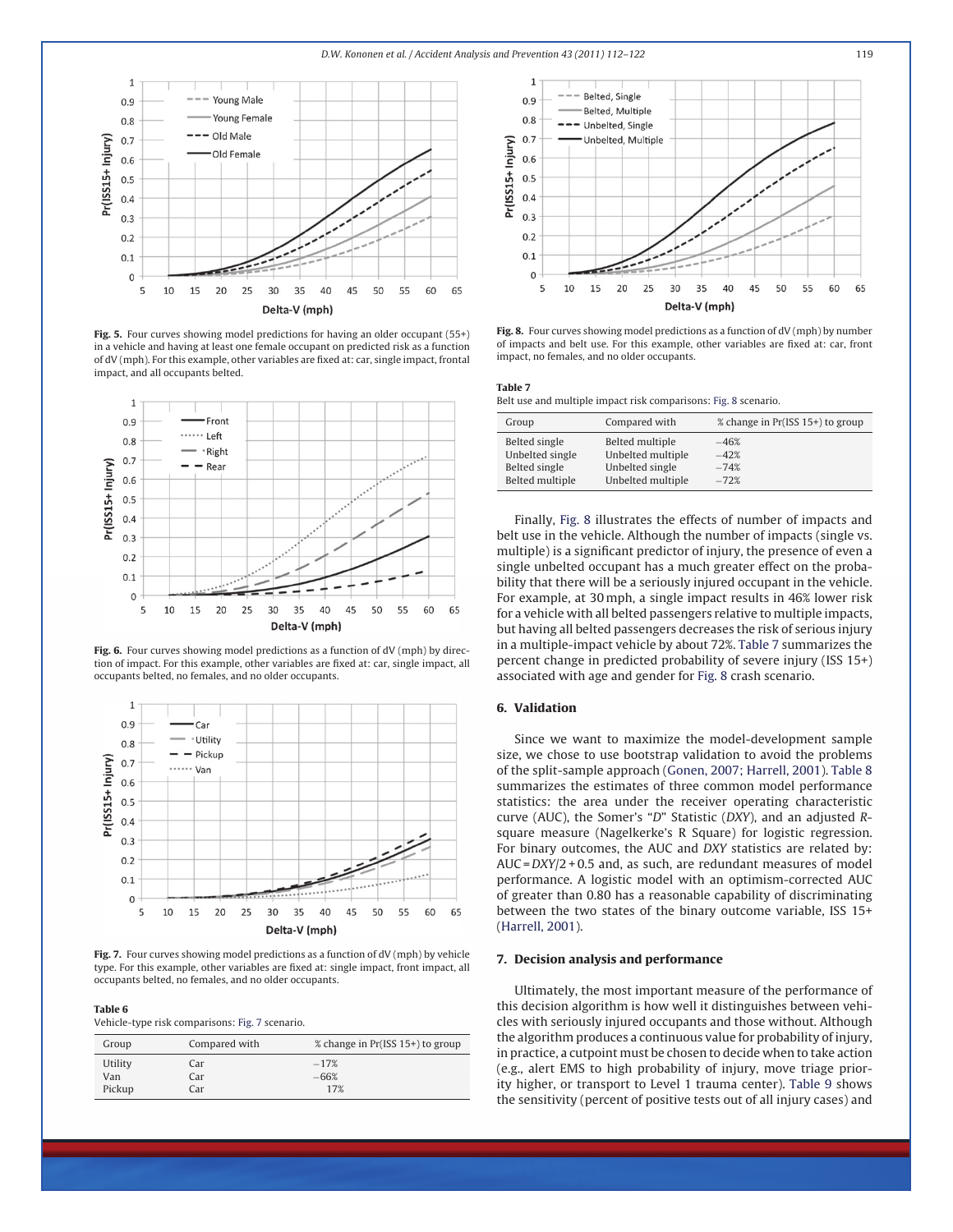Fig. 5. Four curves showing model predictions for having an older occupant (55+) in a vehicle and having at least one female occupant on predicted risk as a function of dV (mph). For this example, other variables are fixed at: car, single impact, frontal impact, and all occupants belted.

Fig. 6. Four curves showing model predictions as a function of dV (mph) by direction of impact. For this example, other variables are fixed at: car, single impact, all occupants belted, no females, and no older occupants.

Fig. 7. Four curves showing model predictions as a function of dV (mph) by vehicle type. For this example, other variables are fixed at: single impact, front impact, all occupants belted, no females, and no older occupants.

**Table 6**
Vehicle-type risk comparisons: Fig. 7 scenario.

| Group | Compared with | % change in Pr(ISS 15+) to group |
|---|---|---|
| Utility | Car | −17% |
| Van | Car | −66% |
| Pickup | Car | 17% |

Fig. 8. Four curves showing model predictions as a function of dV (mph) by number of impacts and belt use. For this example, other variables are fixed at: car, front impact, no females, and no older occupants.

**Table 7**
Belt use and multiple impact risk comparisons: Fig. 8 scenario.

| Group | Compared with | % change in Pr(ISS 15+) to group |
|---|---|---|
| Belted single | Belted multiple | −46% |
| Unbelted single | Unbelted multiple | −42% |
| Belted single | Unbelted single | −74% |
| Belted multiple | Unbelted multiple | −72% |

Finally, Fig. 8 illustrates the effects of number of impacts and belt use in the vehicle. Although the number of impacts (single vs. multiple) is a significant predictor of injury, the presence of even a single unbelted occupant has a much greater effect on the probability that there will be a seriously injured occupant in the vehicle. For example, at 30 mph, a single impact results in 46% lower risk for a vehicle with all belted passengers relative to multiple impacts, but having all belted passengers decreases the risk of serious injury in a multiple-impact vehicle by about 72%. Table 7 summarizes the percent change in predicted probability of severe injury (ISS 15+) associated with age and gender for Fig. 8 crash scenario.

## 6. Validation

Since we want to maximize the model-development sample size, we chose to use bootstrap validation to avoid the problems of the split-sample approach (Gonen, 2007; Harrell, 2001). Table 8 summarizes the estimates of three common model performance statistics: the area under the receiver operating characteristic curve (AUC), the Somer's "*D*" Statistic (*DXY*), and an adjusted *R*-square measure (Nagelkerke's R Square) for logistic regression. For binary outcomes, the AUC and *DXY* statistics are related by: $AUC = DXY/2 + 0.5$ and, as such, are redundant measures of model performance. A logistic model with an optimism-corrected AUC of greater than 0.80 has a reasonable capability of discriminating between the two states of the binary outcome variable, ISS 15+ (Harrell, 2001).

## 7. Decision analysis and performance

Ultimately, the most important measure of the performance of this decision algorithm is how well it distinguishes between vehicles with seriously injured occupants and those without. Although the algorithm produces a continuous value for probability of injury, in practice, a cutpoint must be chosen to decide when to take action (e.g., alert EMS to high probability of injury, move triage priority higher, or transport to Level 1 trauma center). Table 9 shows the sensitivity (percent of positive tests out of all injury cases) and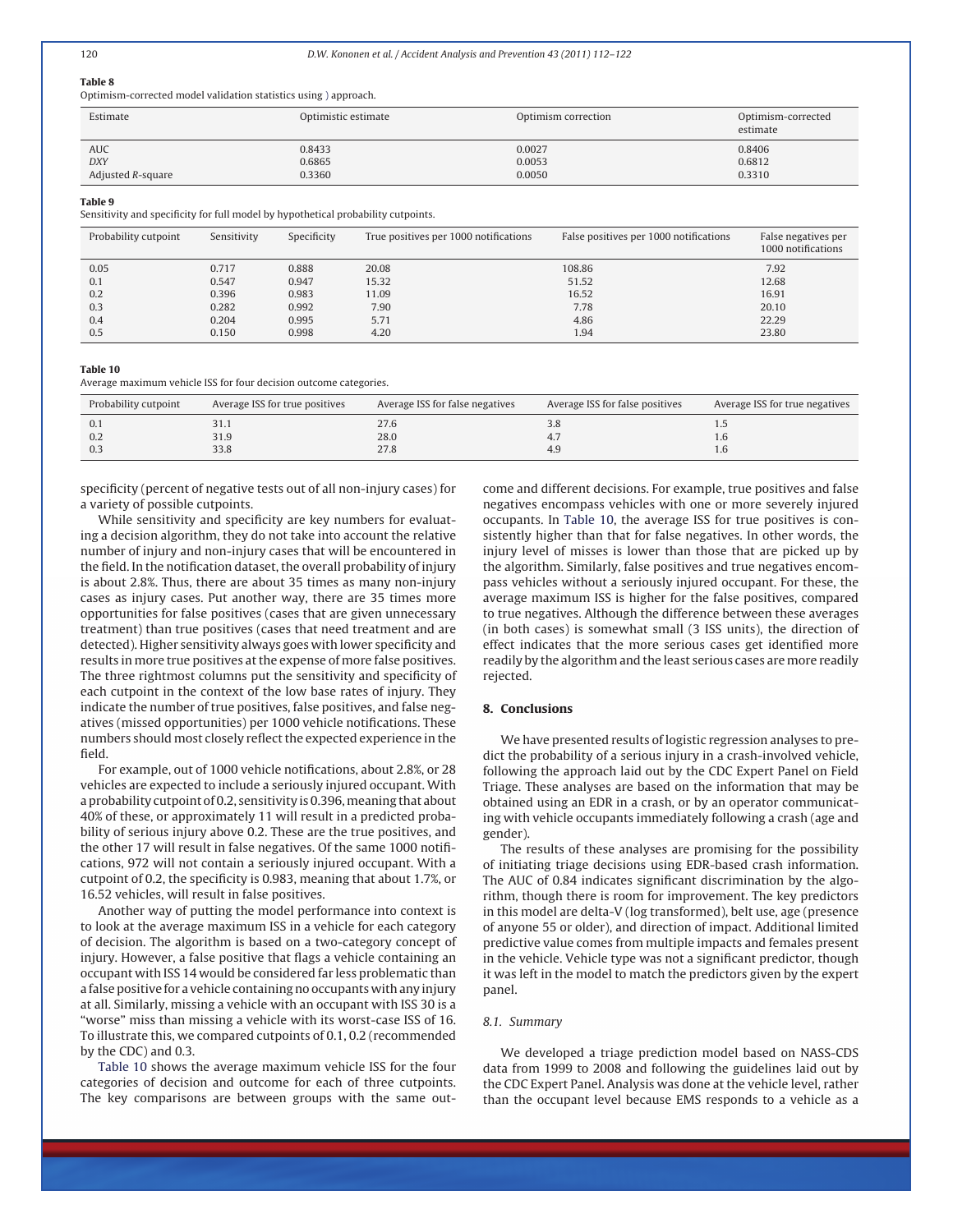**Table 8**
Optimism-corrected model validation statistics using ) approach.

| Estimate | Optimistic estimate | Optimism correction | Optimism-corrected estimate |
|---|---|---|---|
| AUC | 0.8433 | 0.0027 | 0.8406 |
| *DXY* | 0.6865 | 0.0053 | 0.6812 |
| Adjusted *R*-square | 0.3360 | 0.0050 | 0.3310 |

**Table 9**
Sensitivity and specificity for full model by hypothetical probability cutpoints.

| Probability cutpoint | Sensitivity | Specificity | True positives per 1000 notifications | False positives per 1000 notifications | False negatives per 1000 notifications |
|---|---|---|---|---|---|
| 0.05 | 0.717 | 0.888 | 20.08 | 108.86 | 7.92 |
| 0.1 | 0.547 | 0.947 | 15.32 | 51.52 | 12.68 |
| 0.2 | 0.396 | 0.983 | 11.09 | 16.52 | 16.91 |
| 0.3 | 0.282 | 0.992 | 7.90 | 7.78 | 20.10 |
| 0.4 | 0.204 | 0.995 | 5.71 | 4.86 | 22.29 |
| 0.5 | 0.150 | 0.998 | 4.20 | 1.94 | 23.80 |

**Table 10**
Average maximum vehicle ISS for four decision outcome categories.

| Probability cutpoint | Average ISS for true positives | Average ISS for false negatives | Average ISS for false positives | Average ISS for true negatives |
|---|---|---|---|---|
| 0.1 | 31.1 | 27.6 | 3.8 | 1.5 |
| 0.2 | 31.9 | 28.0 | 4.7 | 1.6 |
| 0.3 | 33.8 | 27.8 | 4.9 | 1.6 |

specificity (percent of negative tests out of all non-injury cases) for a variety of possible cutpoints.

While sensitivity and specificity are key numbers for evaluating a decision algorithm, they do not take into account the relative number of injury and non-injury cases that will be encountered in the field. In the notification dataset, the overall probability of injury is about 2.8%. Thus, there are about 35 times as many non-injury cases as injury cases. Put another way, there are 35 times more opportunities for false positives (cases that are given unnecessary treatment) than true positives (cases that need treatment and are detected). Higher sensitivity always goes with lower specificity and results in more true positives at the expense of more false positives. The three rightmost columns put the sensitivity and specificity of each cutpoint in the context of the low base rates of injury. They indicate the number of true positives, false positives, and false negatives (missed opportunities) per 1000 vehicle notifications. These numbers should most closely reflect the expected experience in the field.

For example, out of 1000 vehicle notifications, about 2.8%, or 28 vehicles are expected to include a seriously injured occupant. With a probability cutpoint of 0.2, sensitivity is 0.396, meaning that about 40% of these, or approximately 11 will result in a predicted probability of serious injury above 0.2. These are the true positives, and the other 17 will result in false negatives. Of the same 1000 notifications, 972 will not contain a seriously injured occupant. With a cutpoint of 0.2, the specificity is 0.983, meaning that about 1.7%, or 16.52 vehicles, will result in false positives.

Another way of putting the model performance into context is to look at the average maximum ISS in a vehicle for each category of decision. The algorithm is based on a two-category concept of injury. However, a false positive that flags a vehicle containing an occupant with ISS 14 would be considered far less problematic than a false positive for a vehicle containing no occupants with any injury at all. Similarly, missing a vehicle with an occupant with ISS 30 is a "worse" miss than missing a vehicle with its worst-case ISS of 16. To illustrate this, we compared cutpoints of 0.1, 0.2 (recommended by the CDC) and 0.3.

Table 10 shows the average maximum vehicle ISS for the four categories of decision and outcome for each of three cutpoints. The key comparisons are between groups with the same outcome and different decisions. For example, true positives and false negatives encompass vehicles with one or more severely injured occupants. In Table 10, the average ISS for true positives is consistently higher than that for false negatives. In other words, the injury level of misses is lower than those that are picked up by the algorithm. Similarly, false positives and true negatives encompass vehicles without a seriously injured occupant. For these, the average maximum ISS is higher for the false positives, compared to true negatives. Although the difference between these averages (in both cases) is somewhat small (3 ISS units), the direction of effect indicates that the more serious cases get identified more readily by the algorithm and the least serious cases are more readily rejected.

## 8. Conclusions

We have presented results of logistic regression analyses to predict the probability of a serious injury in a crash-involved vehicle, following the approach laid out by the CDC Expert Panel on Field Triage. These analyses are based on the information that may be obtained using an EDR in a crash, or by an operator communicating with vehicle occupants immediately following a crash (age and gender).

The results of these analyses are promising for the possibility of initiating triage decisions using EDR-based crash information. The AUC of 0.84 indicates significant discrimination by the algorithm, though there is room for improvement. The key predictors in this model are delta-V (log transformed), belt use, age (presence of anyone 55 or older), and direction of impact. Additional limited predictive value comes from multiple impacts and females present in the vehicle. Vehicle type was not a significant predictor, though it was left in the model to match the predictors given by the expert panel.

### 8.1. Summary

We developed a triage prediction model based on NASS-CDS data from 1999 to 2008 and following the guidelines laid out by the CDC Expert Panel. Analysis was done at the vehicle level, rather than the occupant level because EMS responds to a vehicle as a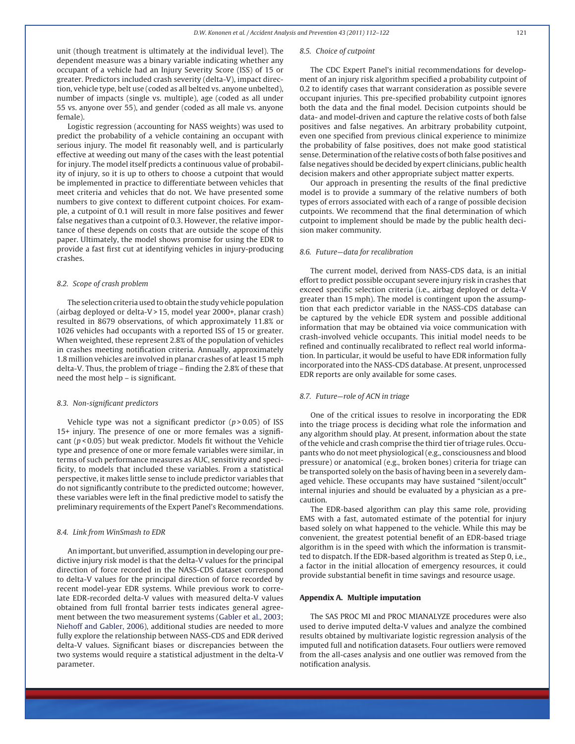unit (though treatment is ultimately at the individual level). The dependent measure was a binary variable indicating whether any occupant of a vehicle had an Injury Severity Score (ISS) of 15 or greater. Predictors included crash severity (delta-V), impact direction, vehicle type, belt use (coded as all belted vs. anyone unbelted), number of impacts (single vs. multiple), age (coded as all under 55 vs. anyone over 55), and gender (coded as all male vs. anyone female).

Logistic regression (accounting for NASS weights) was used to predict the probability of a vehicle containing an occupant with serious injury. The model fit reasonably well, and is particularly effective at weeding out many of the cases with the least potential for injury. The model itself predicts a continuous value of probability of injury, so it is up to others to choose a cutpoint that would be implemented in practice to differentiate between vehicles that meet criteria and vehicles that do not. We have presented some numbers to give context to different cutpoint choices. For example, a cutpoint of 0.1 will result in more false positives and fewer false negatives than a cutpoint of 0.3. However, the relative importance of these depends on costs that are outside the scope of this paper. Ultimately, the model shows promise for using the EDR to provide a fast first cut at identifying vehicles in injury-producing crashes.

### 8.2. Scope of crash problem

The selection criteria used to obtain the study vehicle population (airbag deployed or delta-V > 15, model year 2000+, planar crash) resulted in 8679 observations, of which approximately 11.8% or 1026 vehicles had occupants with a reported ISS of 15 or greater. When weighted, these represent 2.8% of the population of vehicles in crashes meeting notification criteria. Annually, approximately 1.8 million vehicles are involved in planar crashes of at least 15 mph delta-V. Thus, the problem of triage – finding the 2.8% of these that need the most help – is significant.

### 8.3. Non-significant predictors

Vehicle type was not a significant predictor ($p > 0.05$) of ISS 15+ injury. The presence of one or more females was a significant ($p < 0.05$) but weak predictor. Models fit without the Vehicle type and presence of one or more female variables were similar, in terms of such performance measures as AUC, sensitivity and specificity, to models that included these variables. From a statistical perspective, it makes little sense to include predictor variables that do not significantly contribute to the predicted outcome; however, these variables were left in the final predictive model to satisfy the preliminary requirements of the Expert Panel's Recommendations.

### 8.4. Link from WinSmash to EDR

An important, but unverified, assumption in developing our predictive injury risk model is that the delta-V values for the principal direction of force recorded in the NASS-CDS dataset correspond to delta-V values for the principal direction of force recorded by recent model-year EDR systems. While previous work to correlate EDR-recorded delta-V values with measured delta-V values obtained from full frontal barrier tests indicates general agreement between the two measurement systems (Gabler et al., 2003; Niehoff and Gabler, 2006), additional studies are needed to more fully explore the relationship between NASS-CDS and EDR derived delta-V values. Significant biases or discrepancies between the two systems would require a statistical adjustment in the delta-V parameter.

### 8.5. Choice of cutpoint

The CDC Expert Panel's initial recommendations for development of an injury risk algorithm specified a probability cutpoint of 0.2 to identify cases that warrant consideration as possible severe occupant injuries. This pre-specified probability cutpoint ignores both the data and the final model. Decision cutpoints should be data- and model-driven and capture the relative costs of both false positives and false negatives. An arbitrary probability cutpoint, even one specified from previous clinical experience to minimize the probability of false positives, does not make good statistical sense. Determination of the relative costs of both false positives and false negatives should be decided by expert clinicians, public health decision makers and other appropriate subject matter experts.

Our approach in presenting the results of the final predictive model is to provide a summary of the relative numbers of both types of errors associated with each of a range of possible decision cutpoints. We recommend that the final determination of which cutpoint to implement should be made by the public health decision maker community.

### 8.6. Future—data for recalibration

The current model, derived from NASS-CDS data, is an initial effort to predict possible occupant severe injury risk in crashes that exceed specific selection criteria (i.e., airbag deployed or delta-V greater than 15 mph). The model is contingent upon the assumption that each predictor variable in the NASS-CDS database can be captured by the vehicle EDR system and possible additional information that may be obtained via voice communication with crash-involved vehicle occupants. This initial model needs to be refined and continually recalibrated to reflect real world information. In particular, it would be useful to have EDR information fully incorporated into the NASS-CDS database. At present, unprocessed EDR reports are only available for some cases.

### 8.7. Future—role of ACN in triage

One of the critical issues to resolve in incorporating the EDR into the triage process is deciding what role the information and any algorithm should play. At present, information about the state of the vehicle and crash comprise the third tier of triage rules. Occupants who do not meet physiological (e.g., consciousness and blood pressure) or anatomical (e.g., broken bones) criteria for triage can be transported solely on the basis of having been in a severely damaged vehicle. These occupants may have sustained "silent/occult" internal injuries and should be evaluated by a physician as a precaution.

The EDR-based algorithm can play this same role, providing EMS with a fast, automated estimate of the potential for injury based solely on what happened to the vehicle. While this may be convenient, the greatest potential benefit of an EDR-based triage algorithm is in the speed with which the information is transmitted to dispatch. If the EDR-based algorithm is treated as Step 0, i.e., a factor in the initial allocation of emergency resources, it could provide substantial benefit in time savings and resource usage.

## Appendix A. Multiple imputation

The SAS PROC MI and PROC MIANALYZE procedures were also used to derive imputed delta-V values and analyze the combined results obtained by multivariate logistic regression analysis of the imputed full and notification datasets. Four outliers were removed from the all-cases analysis and one outlier was removed from the notification analysis.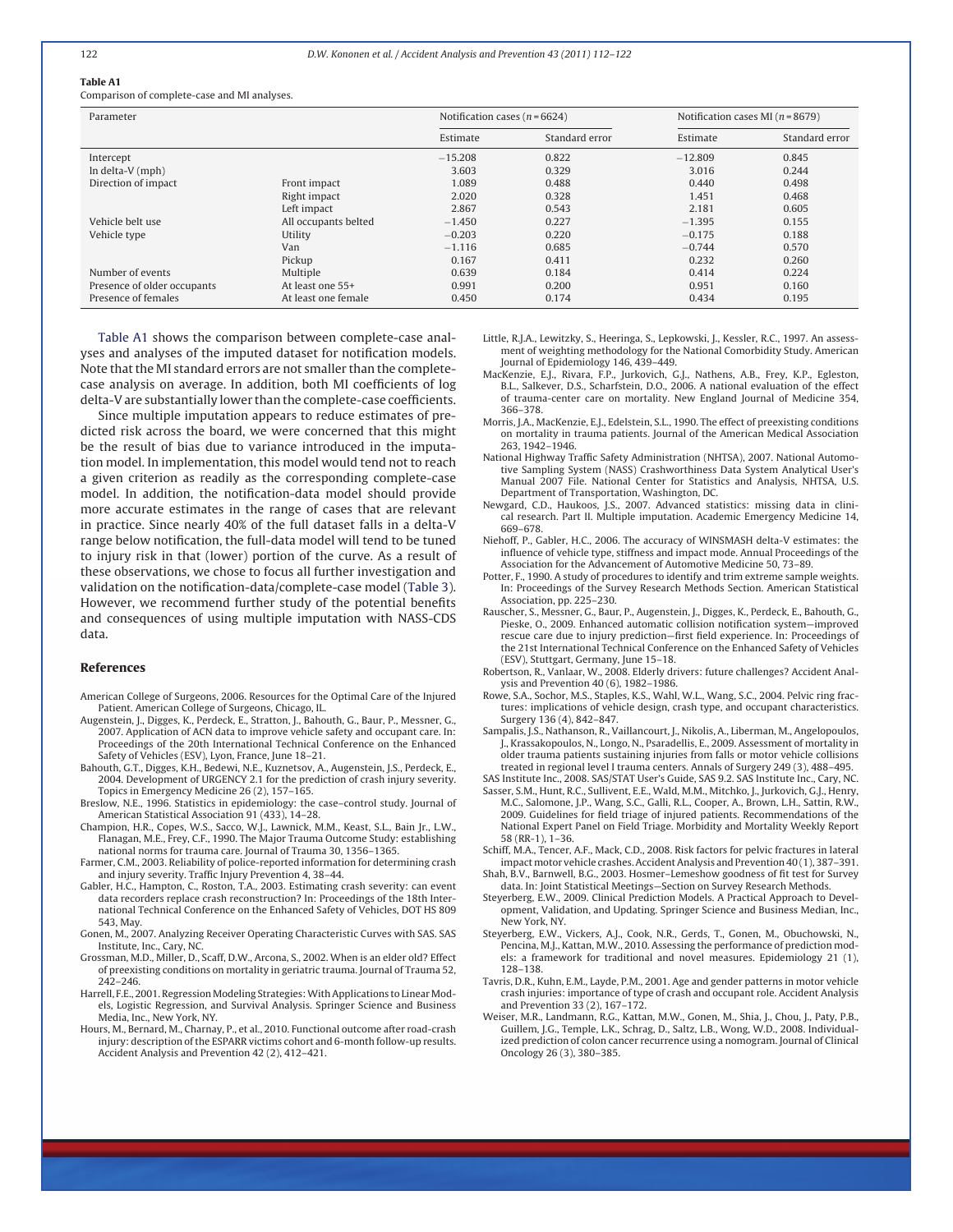**Table A1**
Comparison of complete-case and MI analyses.

| Parameter | | Notification cases ($n = 6624$) | | Notification cases MI ($n = 8679$) | |
|---|---|---|---|---|---|
| | | Estimate | Standard error | Estimate | Standard error |
| Intercept | | −15.208 | 0.822 | −12.809 | 0.845 |
| ln delta-V (mph) | | 3.603 | 0.329 | 3.016 | 0.244 |
| Direction of impact | Front impact | 1.089 | 0.488 | 0.440 | 0.498 |
| | Right impact | 2.020 | 0.328 | 1.451 | 0.468 |
| | Left impact | 2.867 | 0.543 | 2.181 | 0.605 |
| Vehicle belt use | All occupants belted | −1.450 | 0.227 | −1.395 | 0.155 |
| Vehicle type | Utility | −0.203 | 0.220 | −0.175 | 0.188 |
| | Van | −1.116 | 0.685 | −0.744 | 0.570 |
| | Pickup | 0.167 | 0.411 | 0.232 | 0.260 |
| Number of events | Multiple | 0.639 | 0.184 | 0.414 | 0.224 |
| Presence of older occupants | At least one 55+ | 0.991 | 0.200 | 0.951 | 0.160 |
| Presence of females | At least one female | 0.450 | 0.174 | 0.434 | 0.195 |

Table A1 shows the comparison between complete-case analyses and analyses of the imputed dataset for notification models. Note that the MI standard errors are not smaller than the complete-case analysis on average. In addition, both MI coefficients of log delta-V are substantially lower than the complete-case coefficients.

Since multiple imputation appears to reduce estimates of predicted risk across the board, we were concerned that this might be the result of bias due to variance introduced in the imputation model. In implementation, this model would tend not to reach a given criterion as readily as the corresponding complete-case model. In addition, the notification-data model should provide more accurate estimates in the range of cases that are relevant in practice. Since nearly 40% of the full dataset falls in a delta-V range below notification, the full-data model will tend to be tuned to injury risk in that (lower) portion of the curve. As a result of these observations, we chose to focus all further investigation and validation on the notification-data/complete-case model (Table 3). However, we recommend further study of the potential benefits and consequences of using multiple imputation with NASS-CDS data.

## References

American College of Surgeons, 2006. Resources for the Optimal Care of the Injured Patient. American College of Surgeons, Chicago, IL.

Augenstein, J., Digges, K., Perdeck, E., Stratton, J., Bahouth, G., Baur, P., Messner, G., 2007. Application of ACN data to improve vehicle safety and occupant care. In: Proceedings of the 20th International Technical Conference on the Enhanced Safety of Vehicles (ESV), Lyon, France, June 18–21.

Bahouth, G.T., Digges, K.H., Bedewi, N.E., Kuznetsov, A., Augenstein, J.S., Perdeck, E., 2004. Development of URGENCY 2.1 for the prediction of crash injury severity. Topics in Emergency Medicine 26 (2), 157–165.

Breslow, N.E., 1996. Statistics in epidemiology: the case–control study. Journal of American Statistical Association 91 (433), 14–28.

Champion, H.R., Copes, W.S., Sacco, W.J., Lawnick, M.M., Keast, S.L., Bain Jr., L.W., Flanagan, M.E., Frey, C.F., 1990. The Major Trauma Outcome Study: establishing national norms for trauma care. Journal of Trauma 30, 1356–1365.

Farmer, C.M., 2003. Reliability of police-reported information for determining crash and injury severity. Traffic Injury Prevention 4, 38–44.

Gabler, H.C., Hampton, C., Roston, T.A., 2003. Estimating crash severity: can event data recorders replace crash reconstruction? In: Proceedings of the 18th International Technical Conference on the Enhanced Safety of Vehicles, DOT HS 809 543, May.

Gonen, M., 2007. Analyzing Receiver Operating Characteristic Curves with SAS. SAS Institute, Inc., Cary, NC.

Grossman, M.D., Miller, D., Scaff, D.W., Arcona, S., 2002. When is an elder old? Effect of preexisting conditions on mortality in geriatric trauma. Journal of Trauma 52, 242–246.

Harrell, F.E., 2001. Regression Modeling Strategies: With Applications to Linear Models, Logistic Regression, and Survival Analysis. Springer Science and Business Media, Inc., New York, NY.

Hours, M., Bernard, M., Charnay, P., et al., 2010. Functional outcome after road-crash injury: description of the ESPARR victims cohort and 6-month follow-up results. Accident Analysis and Prevention 42 (2), 412–421.

Little, R.J.A., Lewitzky, S., Heeringa, S., Lepkowski, J., Kessler, R.C., 1997. An assessment of weighting methodology for the National Comorbidity Study. American Journal of Epidemiology 146, 439–449.

MacKenzie, E.J., Rivara, F.P., Jurkovich, G.J., Nathens, A.B., Frey, K.P., Egleston, B.L., Salkever, D.S., Scharfstein, D.O., 2006. A national evaluation of the effect of trauma-center care on mortality. New England Journal of Medicine 354, 366–378.

Morris, J.A., MacKenzie, E.J., Edelstein, S.L., 1990. The effect of preexisting conditions on mortality in trauma patients. Journal of the American Medical Association 263, 1942–1946.

National Highway Traffic Safety Administration (NHTSA), 2007. National Automotive Sampling System (NASS) Crashworthiness Data System Analytical User's Manual 2007 File. National Center for Statistics and Analysis, NHTSA, U.S. Department of Transportation, Washington, DC.

Newgard, C.D., Haukoos, J.S., 2007. Advanced statistics: missing data in clinical research. Part II. Multiple imputation. Academic Emergency Medicine 14, 669–678.

Niehoff, P., Gabler, H.C., 2006. The accuracy of WINSMASH delta-V estimates: the influence of vehicle type, stiffness and impact mode. Annual Proceedings of the Association for the Advancement of Automotive Medicine 50, 73–89.

Potter, F., 1990. A study of procedures to identify and trim extreme sample weights. In: Proceedings of the Survey Research Methods Section. American Statistical Association, pp. 225–230.

Rauscher, S., Messner, G., Baur, P., Augenstein, J., Digges, K., Perdeck, E., Bahouth, G., Pieske, O., 2009. Enhanced automatic collision notification system—improved rescue care due to injury prediction—first field experience. In: Proceedings of the 21st International Technical Conference on the Enhanced Safety of Vehicles (ESV), Stuttgart, Germany, June 15–18.

Robertson, R., Vanlaar, W., 2008. Elderly drivers: future challenges? Accident Analysis and Prevention 40 (6), 1982–1986.

Rowe, S.A., Sochor, M.S., Staples, K.S., Wahl, W.L., Wang, S.C., 2004. Pelvic ring fractures: implications of vehicle design, crash type, and occupant characteristics. Surgery 136 (4), 842–847.

Sampalis, J.S., Nathanson, R., Vaillancourt, J., Nikolis, A., Liberman, M., Angelopoulos, J., Krassakopoulos, N., Longo, N., Psaradellis, E., 2009. Assessment of mortality in older trauma patients sustaining injuries from falls or motor vehicle collisions treated in regional level I trauma centers. Annals of Surgery 249 (3), 488–495.

SAS Institute Inc., 2008. SAS/STAT User's Guide, SAS 9.2. SAS Institute Inc., Cary, NC.

Sasser, S.M., Hunt, R.C., Sullivent, E.E., Wald, M.M., Mitchko, J., Jurkovich, G.J., Henry, M.C., Salomone, J.P., Wang, S.C., Galli, R.L., Cooper, A., Brown, L.H., Sattin, R.W., 2009. Guidelines for field triage of injured patients. Recommendations of the National Expert Panel on Field Triage. Morbidity and Mortality Weekly Report 58 (RR-1), 1–36.

Schiff, M.A., Tencer, A.F., Mack, C.D., 2008. Risk factors for pelvic fractures in lateral impact motor vehicle crashes. Accident Analysis and Prevention 40 (1), 387–391.

Shah, B.V., Barnwell, B.G., 2003. Hosmer–Lemeshow goodness of fit test for Survey data. In: Joint Statistical Meetings—Section on Survey Research Methods.

Steyerberg, E.W., 2009. Clinical Prediction Models. A Practical Approach to Development, Validation, and Updating. Springer Science and Business Median, Inc., New York, NY.

Steyerberg, E.W., Vickers, A.J., Cook, N.R., Gerds, T., Gonen, M., Obuchowski, N., Pencina, M.J., Kattan, M.W., 2010. Assessing the performance of prediction models: a framework for traditional and novel measures. Epidemiology 21 (1), 128–138.

Tavris, D.R., Kuhn, E.M., Layde, P.M., 2001. Age and gender patterns in motor vehicle crash injuries: importance of type of crash and occupant role. Accident Analysis and Prevention 33 (2), 167–172.

Weiser, M.R., Landmann, R.G., Kattan, M.W., Gonen, M., Shia, J., Chou, J., Paty, P.B., Guillem, J.G., Temple, L.K., Schrag, D., Saltz, L.B., Wong, W.D., 2008. Individualized prediction of colon cancer recurrence using a nomogram. Journal of Clinical Oncology 26 (3), 380–385.